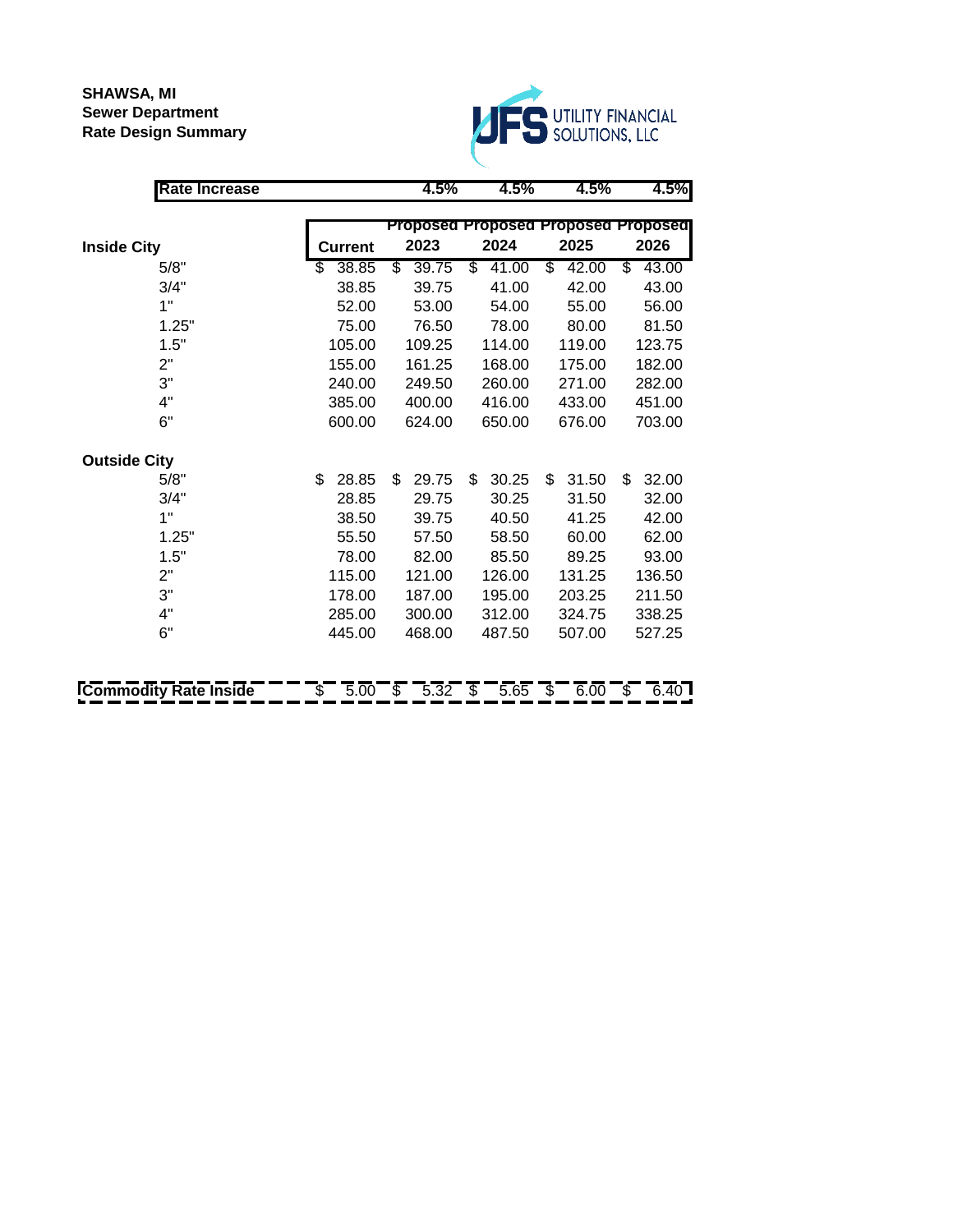**SHAWSA, MI**
**Sewer Department**
**Rate Design Summary**

UTILITY FINANCIAL SOLUTIONS, LLC

| | Current | Proposed 2023 | Proposed 2024 | Proposed 2025 | Proposed 2026 |
|---|---|---|---|---|---|
| **Rate Increase** | | 4.5% | 4.5% | 4.5% | 4.5% |
| **Inside City** | | | | | |
| 5/8" | $ 38.85 | $ 39.75 | $ 41.00 | $ 42.00 | $ 43.00 |
| 3/4" | 38.85 | 39.75 | 41.00 | 42.00 | 43.00 |
| 1" | 52.00 | 53.00 | 54.00 | 55.00 | 56.00 |
| 1.25" | 75.00 | 76.50 | 78.00 | 80.00 | 81.50 |
| 1.5" | 105.00 | 109.25 | 114.00 | 119.00 | 123.75 |
| 2" | 155.00 | 161.25 | 168.00 | 175.00 | 182.00 |
| 3" | 240.00 | 249.50 | 260.00 | 271.00 | 282.00 |
| 4" | 385.00 | 400.00 | 416.00 | 433.00 | 451.00 |
| 6" | 600.00 | 624.00 | 650.00 | 676.00 | 703.00 |
| **Outside City** | | | | | |
| 5/8" | $ 28.85 | $ 29.75 | $ 30.25 | $ 31.50 | $ 32.00 |
| 3/4" | 28.85 | 29.75 | 30.25 | 31.50 | 32.00 |
| 1" | 38.50 | 39.75 | 40.50 | 41.25 | 42.00 |
| 1.25" | 55.50 | 57.50 | 58.50 | 60.00 | 62.00 |
| 1.5" | 78.00 | 82.00 | 85.50 | 89.25 | 93.00 |
| 2" | 115.00 | 121.00 | 126.00 | 131.25 | 136.50 |
| 3" | 178.00 | 187.00 | 195.00 | 203.25 | 211.50 |
| 4" | 285.00 | 300.00 | 312.00 | 324.75 | 338.25 |
| 6" | 445.00 | 468.00 | 487.50 | 507.00 | 527.25 |
| **Commodity Rate Inside** | $ 5.00 | $ 5.32 | $ 5.65 | $ 6.00 | $ 6.40 |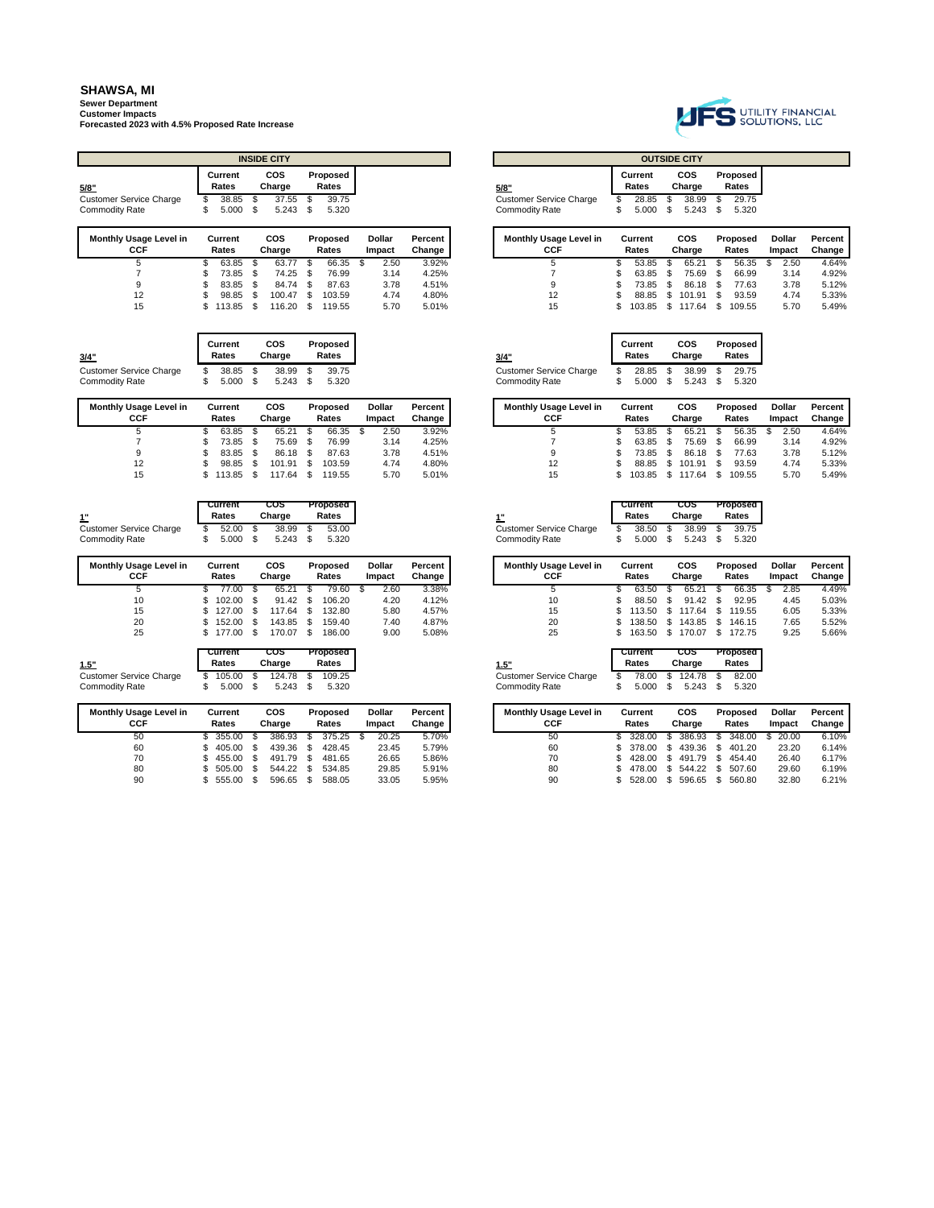# SHAWSA, MI

**Sewer Department**
**Customer Impacts**
**Forecasted 2023 with 4.5% Proposed Rate Increase**

## INSIDE CITY

| 5/8" | Current Rates | COS Charge | Proposed Rates |
|---|---|---|---|
| Customer Service Charge | $ 38.85 | $ 37.55 | $ 39.75 |
| Commodity Rate | $ 5.000 | $ 5.243 | $ 5.320 |

| Monthly Usage Level in CCF | Current Rates | COS Charge | Proposed Rates | Dollar Impact | Percent Change |
|---|---|---|---|---|---|
| 5 | $ 63.85 | $ 63.77 | $ 66.35 | $ 2.50 | 3.92% |
| 7 | $ 73.85 | $ 74.25 | $ 76.99 | 3.14 | 4.25% |
| 9 | $ 83.85 | $ 84.74 | $ 87.63 | 3.78 | 4.51% |
| 12 | $ 98.85 | $ 100.47 | $ 103.59 | 4.74 | 4.80% |
| 15 | $ 113.85 | $ 116.20 | $ 119.55 | 5.70 | 5.01% |

| 3/4" | Current Rates | COS Charge | Proposed Rates |
|---|---|---|---|
| Customer Service Charge | $ 38.85 | $ 38.99 | $ 39.75 |
| Commodity Rate | $ 5.000 | $ 5.243 | $ 5.320 |

| Monthly Usage Level in CCF | Current Rates | COS Charge | Proposed Rates | Dollar Impact | Percent Change |
|---|---|---|---|---|---|
| 5 | $ 63.85 | $ 65.21 | $ 66.35 | $ 2.50 | 3.92% |
| 7 | $ 73.85 | $ 75.69 | $ 76.99 | 3.14 | 4.25% |
| 9 | $ 83.85 | $ 86.18 | $ 87.63 | 3.78 | 4.51% |
| 12 | $ 98.85 | $ 101.91 | $ 103.59 | 4.74 | 4.80% |
| 15 | $ 113.85 | $ 117.64 | $ 119.55 | 5.70 | 5.01% |

| 1" | Current Rates | COS Charge | Proposed Rates |
|---|---|---|---|
| Customer Service Charge | $ 52.00 | $ 38.99 | $ 53.00 |
| Commodity Rate | $ 5.000 | $ 5.243 | $ 5.320 |

| Monthly Usage Level in CCF | Current Rates | COS Charge | Proposed Rates | Dollar Impact | Percent Change |
|---|---|---|---|---|---|
| 5 | $ 77.00 | $ 65.21 | $ 79.60 | $ 2.60 | 3.38% |
| 10 | $ 102.00 | $ 91.42 | $ 106.20 | 4.20 | 4.12% |
| 15 | $ 127.00 | $ 117.64 | $ 132.80 | 5.80 | 4.57% |
| 20 | $ 152.00 | $ 143.85 | $ 159.40 | 7.40 | 4.87% |
| 25 | $ 177.00 | $ 170.07 | $ 186.00 | 9.00 | 5.08% |

| 1.5" | Current Rates | COS Charge | Proposed Rates |
|---|---|---|---|
| Customer Service Charge | $ 105.00 | $ 124.78 | $ 109.25 |
| Commodity Rate | $ 5.000 | $ 5.243 | $ 5.320 |

| Monthly Usage Level in CCF | Current Rates | COS Charge | Proposed Rates | Dollar Impact | Percent Change |
|---|---|---|---|---|---|
| 50 | $ 355.00 | $ 386.93 | $ 375.25 | $ 20.25 | 5.70% |
| 60 | $ 405.00 | $ 439.36 | $ 428.45 | 23.45 | 5.79% |
| 70 | $ 455.00 | $ 491.79 | $ 481.65 | 26.65 | 5.86% |
| 80 | $ 505.00 | $ 544.22 | $ 534.85 | 29.85 | 5.91% |
| 90 | $ 555.00 | $ 596.65 | $ 588.05 | 33.05 | 5.95% |

## OUTSIDE CITY

| 5/8" | Current Rates | COS Charge | Proposed Rates |
|---|---|---|---|
| Customer Service Charge | $ 28.85 | $ 38.99 | $ 29.75 |
| Commodity Rate | $ 5.000 | $ 5.243 | $ 5.320 |

| Monthly Usage Level in CCF | Current Rates | COS Charge | Proposed Rates | Dollar Impact | Percent Change |
|---|---|---|---|---|---|
| 5 | $ 53.85 | $ 65.21 | $ 56.35 | $ 2.50 | 4.64% |
| 7 | $ 63.85 | $ 75.69 | $ 66.99 | 3.14 | 4.92% |
| 9 | $ 73.85 | $ 86.18 | $ 77.63 | 3.78 | 5.12% |
| 12 | $ 88.85 | $ 101.91 | $ 93.59 | 4.74 | 5.33% |
| 15 | $ 103.85 | $ 117.64 | $ 109.55 | 5.70 | 5.49% |

| 3/4" | Current Rates | COS Charge | Proposed Rates |
|---|---|---|---|
| Customer Service Charge | $ 28.85 | $ 38.99 | $ 29.75 |
| Commodity Rate | $ 5.000 | $ 5.243 | $ 5.320 |

| Monthly Usage Level in CCF | Current Rates | COS Charge | Proposed Rates | Dollar Impact | Percent Change |
|---|---|---|---|---|---|
| 5 | $ 53.85 | $ 65.21 | $ 56.35 | $ 2.50 | 4.64% |
| 7 | $ 63.85 | $ 75.69 | $ 66.99 | 3.14 | 4.92% |
| 9 | $ 73.85 | $ 86.18 | $ 77.63 | 3.78 | 5.12% |
| 12 | $ 88.85 | $ 101.91 | $ 93.59 | 4.74 | 5.33% |
| 15 | $ 103.85 | $ 117.64 | $ 109.55 | 5.70 | 5.49% |

| 1" | Current Rates | COS Charge | Proposed Rates |
|---|---|---|---|
| Customer Service Charge | $ 38.50 | $ 38.99 | $ 39.75 |
| Commodity Rate | $ 5.000 | $ 5.243 | $ 5.320 |

| Monthly Usage Level in CCF | Current Rates | COS Charge | Proposed Rates | Dollar Impact | Percent Change |
|---|---|---|---|---|---|
| 5 | $ 63.50 | $ 65.21 | $ 66.35 | $ 2.85 | 4.49% |
| 10 | $ 88.50 | $ 91.42 | $ 92.95 | 4.45 | 5.03% |
| 15 | $ 113.50 | $ 117.64 | $ 119.55 | 6.05 | 5.33% |
| 20 | $ 138.50 | $ 143.85 | $ 146.15 | 7.65 | 5.52% |
| 25 | $ 163.50 | $ 170.07 | $ 172.75 | 9.25 | 5.66% |

| 1.5" | Current Rates | COS Charge | Proposed Rates |
|---|---|---|---|
| Customer Service Charge | $ 78.00 | $ 124.78 | $ 82.00 |
| Commodity Rate | $ 5.000 | $ 5.243 | $ 5.320 |

| Monthly Usage Level in CCF | Current Rates | COS Charge | Proposed Rates | Dollar Impact | Percent Change |
|---|---|---|---|---|---|
| 50 | $ 328.00 | $ 386.93 | $ 348.00 | $ 20.00 | 6.10% |
| 60 | $ 378.00 | $ 439.36 | $ 401.20 | 23.20 | 6.14% |
| 70 | $ 428.00 | $ 491.79 | $ 454.40 | 26.40 | 6.17% |
| 80 | $ 478.00 | $ 544.22 | $ 507.60 | 29.60 | 6.19% |
| 90 | $ 528.00 | $ 596.65 | $ 560.80 | 32.80 | 6.21% |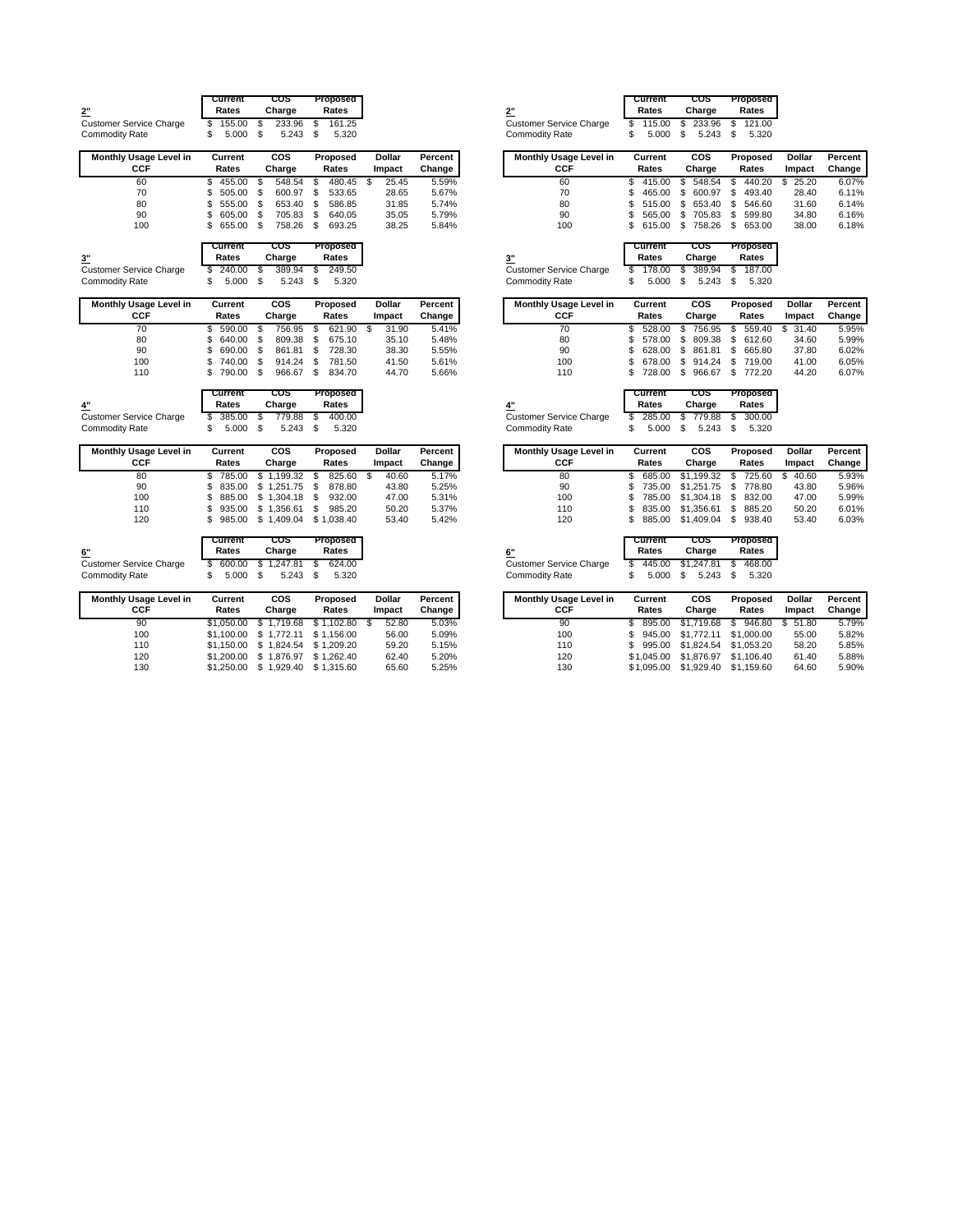## 2"

| | Current Rates | COS Charge | Proposed Rates |
|---|---|---|---|
| Customer Service Charge | $ 155.00 | $ 233.96 | $ 161.25 |
| Commodity Rate | $ 5.000 | $ 5.243 | $ 5.320 |

| Monthly Usage Level in CCF | Current Rates | COS Charge | Proposed Rates | Dollar Impact | Percent Change |
|---|---|---|---|---|---|
| 60 | $ 455.00 | $ 548.54 | $ 480.45 | $ 25.45 | 5.59% |
| 70 | $ 505.00 | $ 600.97 | $ 533.65 | 28.65 | 5.67% |
| 80 | $ 555.00 | $ 653.40 | $ 586.85 | 31.85 | 5.74% |
| 90 | $ 605.00 | $ 705.83 | $ 640.05 | 35.05 | 5.79% |
| 100 | $ 655.00 | $ 758.26 | $ 693.25 | 38.25 | 5.84% |

## 3"

| | Current Rates | COS Charge | Proposed Rates |
|---|---|---|---|
| Customer Service Charge | $ 240.00 | $ 389.94 | $ 249.50 |
| Commodity Rate | $ 5.000 | $ 5.243 | $ 5.320 |

| Monthly Usage Level in CCF | Current Rates | COS Charge | Proposed Rates | Dollar Impact | Percent Change |
|---|---|---|---|---|---|
| 70 | $ 590.00 | $ 756.95 | $ 621.90 | $ 31.90 | 5.41% |
| 80 | $ 640.00 | $ 809.38 | $ 675.10 | 35.10 | 5.48% |
| 90 | $ 690.00 | $ 861.81 | $ 728.30 | 38.30 | 5.55% |
| 100 | $ 740.00 | $ 914.24 | $ 781.50 | 41.50 | 5.61% |
| 110 | $ 790.00 | $ 966.67 | $ 834.70 | 44.70 | 5.66% |

## 4"

| | Current Rates | COS Charge | Proposed Rates |
|---|---|---|---|
| Customer Service Charge | $ 385.00 | $ 779.88 | $ 400.00 |
| Commodity Rate | $ 5.000 | $ 5.243 | $ 5.320 |

| Monthly Usage Level in CCF | Current Rates | COS Charge | Proposed Rates | Dollar Impact | Percent Change |
|---|---|---|---|---|---|
| 80 | $ 785.00 | $ 1,199.32 | $ 825.60 | $ 40.60 | 5.17% |
| 90 | $ 835.00 | $ 1,251.75 | $ 878.80 | 43.80 | 5.25% |
| 100 | $ 885.00 | $ 1,304.18 | $ 932.00 | 47.00 | 5.31% |
| 110 | $ 935.00 | $ 1,356.61 | $ 985.20 | 50.20 | 5.37% |
| 120 | $ 985.00 | $ 1,409.04 | $ 1,038.40 | 53.40 | 5.42% |

## 6"

| | Current Rates | COS Charge | Proposed Rates |
|---|---|---|---|
| Customer Service Charge | $ 600.00 | $ 1,247.81 | $ 624.00 |
| Commodity Rate | $ 5.000 | $ 5.243 | $ 5.320 |

| Monthly Usage Level in CCF | Current Rates | COS Charge | Proposed Rates | Dollar Impact | Percent Change |
|---|---|---|---|---|---|
| 90 | $1,050.00 | $ 1,719.68 | $ 1,102.80 | $ 52.80 | 5.03% |
| 100 | $1,100.00 | $ 1,772.11 | $ 1,156.00 | 56.00 | 5.09% |
| 110 | $1,150.00 | $ 1,824.54 | $ 1,209.20 | 59.20 | 5.15% |
| 120 | $1,200.00 | $ 1,876.97 | $ 1,262.40 | 62.40 | 5.20% |
| 130 | $1,250.00 | $ 1,929.40 | $ 1,315.60 | 65.60 | 5.25% |

## 2"

| | Current Rates | COS Charge | Proposed Rates |
|---|---|---|---|
| Customer Service Charge | $ 115.00 | $ 233.96 | $ 121.00 |
| Commodity Rate | $ 5.000 | $ 5.243 | $ 5.320 |

| Monthly Usage Level in CCF | Current Rates | COS Charge | Proposed Rates | Dollar Impact | Percent Change |
|---|---|---|---|---|---|
| 60 | $ 415.00 | $ 548.54 | $ 440.20 | $ 25.20 | 6.07% |
| 70 | $ 465.00 | $ 600.97 | $ 493.40 | 28.40 | 6.11% |
| 80 | $ 515.00 | $ 653.40 | $ 546.60 | 31.60 | 6.14% |
| 90 | $ 565.00 | $ 705.83 | $ 599.80 | 34.80 | 6.16% |
| 100 | $ 615.00 | $ 758.26 | $ 653.00 | 38.00 | 6.18% |

## 3"

| | Current Rates | COS Charge | Proposed Rates |
|---|---|---|---|
| Customer Service Charge | $ 178.00 | $ 389.94 | $ 187.00 |
| Commodity Rate | $ 5.000 | $ 5.243 | $ 5.320 |

| Monthly Usage Level in CCF | Current Rates | COS Charge | Proposed Rates | Dollar Impact | Percent Change |
|---|---|---|---|---|---|
| 70 | $ 528.00 | $ 756.95 | $ 559.40 | $ 31.40 | 5.95% |
| 80 | $ 578.00 | $ 809.38 | $ 612.60 | 34.60 | 5.99% |
| 90 | $ 628.00 | $ 861.81 | $ 665.80 | 37.80 | 6.02% |
| 100 | $ 678.00 | $ 914.24 | $ 719.00 | 41.00 | 6.05% |
| 110 | $ 728.00 | $ 966.67 | $ 772.20 | 44.20 | 6.07% |

## 4"

| | Current Rates | COS Charge | Proposed Rates |
|---|---|---|---|
| Customer Service Charge | $ 285.00 | $ 779.88 | $ 300.00 |
| Commodity Rate | $ 5.000 | $ 5.243 | $ 5.320 |

| Monthly Usage Level in CCF | Current Rates | COS Charge | Proposed Rates | Dollar Impact | Percent Change |
|---|---|---|---|---|---|
| 80 | $ 685.00 | $1,199.32 | $ 725.60 | $ 40.60 | 5.93% |
| 90 | $ 735.00 | $1,251.75 | $ 778.80 | 43.80 | 5.96% |
| 100 | $ 785.00 | $1,304.18 | $ 832.00 | 47.00 | 5.99% |
| 110 | $ 835.00 | $1,356.61 | $ 885.20 | 50.20 | 6.01% |
| 120 | $ 885.00 | $1,409.04 | $ 938.40 | 53.40 | 6.03% |

## 6"

| | Current Rates | COS Charge | Proposed Rates |
|---|---|---|---|
| Customer Service Charge | $ 445.00 | $1,247.81 | $ 468.00 |
| Commodity Rate | $ 5.000 | $ 5.243 | $ 5.320 |

| Monthly Usage Level in CCF | Current Rates | COS Charge | Proposed Rates | Dollar Impact | Percent Change |
|---|---|---|---|---|---|
| 90 | $ 895.00 | $1,719.68 | $ 946.80 | $ 51.80 | 5.79% |
| 100 | $ 945.00 | $1,772.11 | $1,000.00 | 55.00 | 5.82% |
| 110 | $ 995.00 | $1,824.54 | $1,053.20 | 58.20 | 5.85% |
| 120 | $1,045.00 | $1,876.97 | $1,106.40 | 61.40 | 5.88% |
| 130 | $1,095.00 | $1,929.40 | $1,159.60 | 64.60 | 5.90% |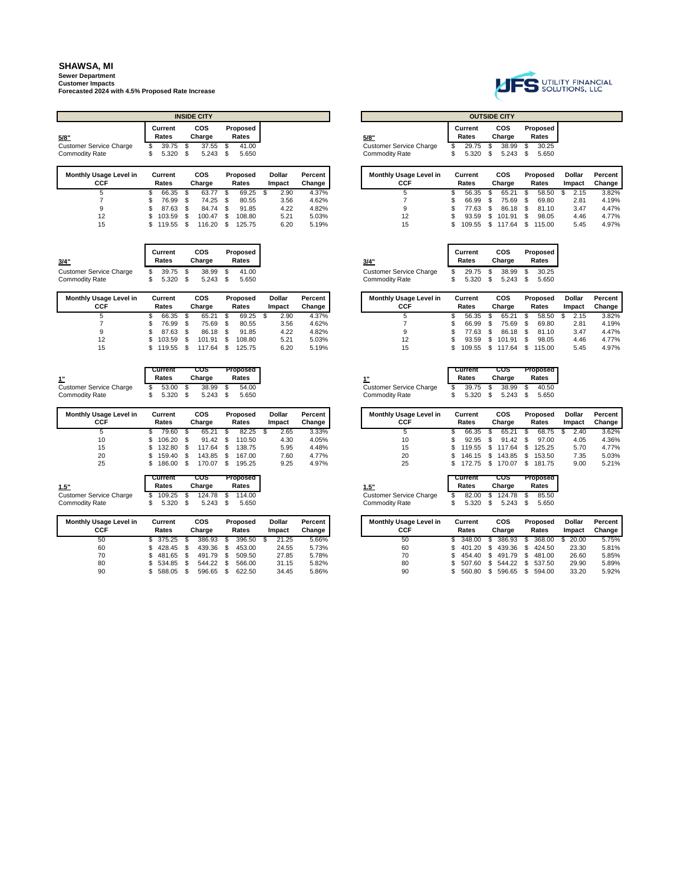# SHAWSA, MI

**Sewer Department**
**Customer Impacts**
**Forecasted 2024 with 4.5% Proposed Rate Increase**

UTILITY FINANCIAL SOLUTIONS, LLC

## INSIDE CITY

| 5/8" | Current Rates | COS Charge | Proposed Rates |
|---|---|---|---|
| Customer Service Charge | $ 39.75 | $ 37.55 | $ 41.00 |
| Commodity Rate | $ 5.320 | $ 5.243 | $ 5.650 |

| Monthly Usage Level in CCF | Current Rates | COS Charge | Proposed Rates | Dollar Impact | Percent Change |
|---|---|---|---|---|---|
| 5 | $ 66.35 | $ 63.77 | $ 69.25 | $ 2.90 | 4.37% |
| 7 | $ 76.99 | $ 74.25 | $ 80.55 | 3.56 | 4.62% |
| 9 | $ 87.63 | $ 84.74 | $ 91.85 | 4.22 | 4.82% |
| 12 | $ 103.59 | $ 100.47 | $ 108.80 | 5.21 | 5.03% |
| 15 | $ 119.55 | $ 116.20 | $ 125.75 | 6.20 | 5.19% |

| 3/4" | Current Rates | COS Charge | Proposed Rates |
|---|---|---|---|
| Customer Service Charge | $ 39.75 | $ 38.99 | $ 41.00 |
| Commodity Rate | $ 5.320 | $ 5.243 | $ 5.650 |

| Monthly Usage Level in CCF | Current Rates | COS Charge | Proposed Rates | Dollar Impact | Percent Change |
|---|---|---|---|---|---|
| 5 | $ 66.35 | $ 65.21 | $ 69.25 | $ 2.90 | 4.37% |
| 7 | $ 76.99 | $ 75.69 | $ 80.55 | 3.56 | 4.62% |
| 9 | $ 87.63 | $ 86.18 | $ 91.85 | 4.22 | 4.82% |
| 12 | $ 103.59 | $ 101.91 | $ 108.80 | 5.21 | 5.03% |
| 15 | $ 119.55 | $ 117.64 | $ 125.75 | 6.20 | 5.19% |

| 1" | Current Rates | COS Charge | Proposed Rates |
|---|---|---|---|
| Customer Service Charge | $ 53.00 | $ 38.99 | $ 54.00 |
| Commodity Rate | $ 5.320 | $ 5.243 | $ 5.650 |

| Monthly Usage Level in CCF | Current Rates | COS Charge | Proposed Rates | Dollar Impact | Percent Change |
|---|---|---|---|---|---|
| 5 | $ 79.60 | $ 65.21 | $ 82.25 | $ 2.65 | 3.33% |
| 10 | $ 106.20 | $ 91.42 | $ 110.50 | 4.30 | 4.05% |
| 15 | $ 132.80 | $ 117.64 | $ 138.75 | 5.95 | 4.48% |
| 20 | $ 159.40 | $ 143.85 | $ 167.00 | 7.60 | 4.77% |
| 25 | $ 186.00 | $ 170.07 | $ 195.25 | 9.25 | 4.97% |

| 1.5" | Current Rates | COS Charge | Proposed Rates |
|---|---|---|---|
| Customer Service Charge | $ 109.25 | $ 124.78 | $ 114.00 |
| Commodity Rate | $ 5.320 | $ 5.243 | $ 5.650 |

| Monthly Usage Level in CCF | Current Rates | COS Charge | Proposed Rates | Dollar Impact | Percent Change |
|---|---|---|---|---|---|
| 50 | $ 375.25 | $ 386.93 | $ 396.50 | $ 21.25 | 5.66% |
| 60 | $ 428.45 | $ 439.36 | $ 453.00 | 24.55 | 5.73% |
| 70 | $ 481.65 | $ 491.79 | $ 509.50 | 27.85 | 5.78% |
| 80 | $ 534.85 | $ 544.22 | $ 566.00 | 31.15 | 5.82% |
| 90 | $ 588.05 | $ 596.65 | $ 622.50 | 34.45 | 5.86% |

## OUTSIDE CITY

| 5/8" | Current Rates | COS Charge | Proposed Rates |
|---|---|---|---|
| Customer Service Charge | $ 29.75 | $ 38.99 | $ 30.25 |
| Commodity Rate | $ 5.320 | $ 5.243 | $ 5.650 |

| Monthly Usage Level in CCF | Current Rates | COS Charge | Proposed Rates | Dollar Impact | Percent Change |
|---|---|---|---|---|---|
| 5 | $ 56.35 | $ 65.21 | $ 58.50 | $ 2.15 | 3.82% |
| 7 | $ 66.99 | $ 75.69 | $ 69.80 | 2.81 | 4.19% |
| 9 | $ 77.63 | $ 86.18 | $ 81.10 | 3.47 | 4.47% |
| 12 | $ 93.59 | $ 101.91 | $ 98.05 | 4.46 | 4.77% |
| 15 | $ 109.55 | $ 117.64 | $ 115.00 | 5.45 | 4.97% |

| 3/4" | Current Rates | COS Charge | Proposed Rates |
|---|---|---|---|
| Customer Service Charge | $ 29.75 | $ 38.99 | $ 30.25 |
| Commodity Rate | $ 5.320 | $ 5.243 | $ 5.650 |

| Monthly Usage Level in CCF | Current Rates | COS Charge | Proposed Rates | Dollar Impact | Percent Change |
|---|---|---|---|---|---|
| 5 | $ 56.35 | $ 65.21 | $ 58.50 | $ 2.15 | 3.82% |
| 7 | $ 66.99 | $ 75.69 | $ 69.80 | 2.81 | 4.19% |
| 9 | $ 77.63 | $ 86.18 | $ 81.10 | 3.47 | 4.47% |
| 12 | $ 93.59 | $ 101.91 | $ 98.05 | 4.46 | 4.77% |
| 15 | $ 109.55 | $ 117.64 | $ 115.00 | 5.45 | 4.97% |

| 1" | Current Rates | COS Charge | Proposed Rates |
|---|---|---|---|
| Customer Service Charge | $ 39.75 | $ 38.99 | $ 40.50 |
| Commodity Rate | $ 5.320 | $ 5.243 | $ 5.650 |

| Monthly Usage Level in CCF | Current Rates | COS Charge | Proposed Rates | Dollar Impact | Percent Change |
|---|---|---|---|---|---|
| 5 | $ 66.35 | $ 65.21 | $ 68.75 | $ 2.40 | 3.62% |
| 10 | $ 92.95 | $ 91.42 | $ 97.00 | 4.05 | 4.36% |
| 15 | $ 119.55 | $ 117.64 | $ 125.25 | 5.70 | 4.77% |
| 20 | $ 146.15 | $ 143.85 | $ 153.50 | 7.35 | 5.03% |
| 25 | $ 172.75 | $ 170.07 | $ 181.75 | 9.00 | 5.21% |

| 1.5" | Current Rates | COS Charge | Proposed Rates |
|---|---|---|---|
| Customer Service Charge | $ 82.00 | $ 124.78 | $ 85.50 |
| Commodity Rate | $ 5.320 | $ 5.243 | $ 5.650 |

| Monthly Usage Level in CCF | Current Rates | COS Charge | Proposed Rates | Dollar Impact | Percent Change |
|---|---|---|---|---|---|
| 50 | $ 348.00 | $ 386.93 | $ 368.00 | $ 20.00 | 5.75% |
| 60 | $ 401.20 | $ 439.36 | $ 424.50 | 23.30 | 5.81% |
| 70 | $ 454.40 | $ 491.79 | $ 481.00 | 26.60 | 5.85% |
| 80 | $ 507.60 | $ 544.22 | $ 537.50 | 29.90 | 5.89% |
| 90 | $ 560.80 | $ 596.65 | $ 594.00 | 33.20 | 5.92% |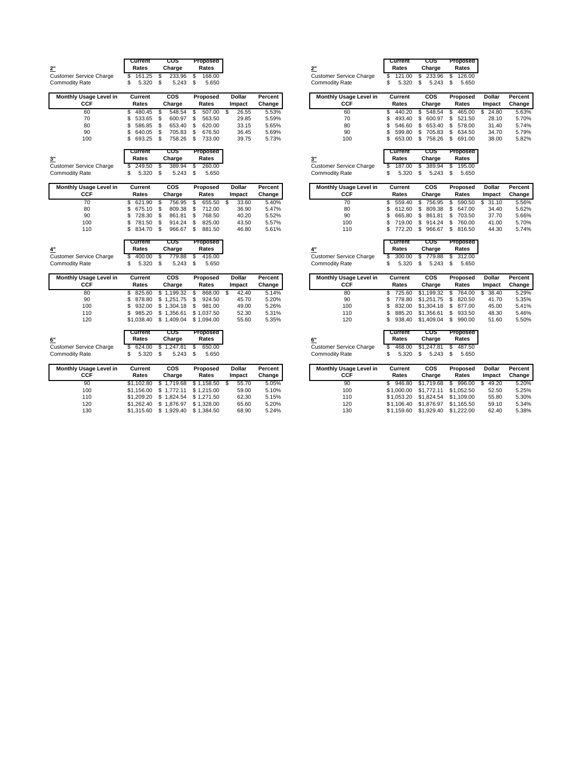**2"**

| | Current Rates | COS Charge | Proposed Rates |
|---|---|---|---|
| Customer Service Charge | $ 161.25 | $ 233.96 | $ 168.00 |
| Commodity Rate | $ 5.320 | $ 5.243 | $ 5.650 |

| Monthly Usage Level in CCF | Current Rates | COS Charge | Proposed Rates | Dollar Impact | Percent Change |
|---|---|---|---|---|---|
| 60 | $ 480.45 | $ 548.54 | $ 507.00 | $ 26.55 | 5.53% |
| 70 | $ 533.65 | $ 600.97 | $ 563.50 | 29.85 | 5.59% |
| 80 | $ 586.85 | $ 653.40 | $ 620.00 | 33.15 | 5.65% |
| 90 | $ 640.05 | $ 705.83 | $ 676.50 | 36.45 | 5.69% |
| 100 | $ 693.25 | $ 758.26 | $ 733.00 | 39.75 | 5.73% |

**3"**

| | Current Rates | COS Charge | Proposed Rates |
|---|---|---|---|
| Customer Service Charge | $ 249.50 | $ 389.94 | $ 260.00 |
| Commodity Rate | $ 5.320 | $ 5.243 | $ 5.650 |

| Monthly Usage Level in CCF | Current Rates | COS Charge | Proposed Rates | Dollar Impact | Percent Change |
|---|---|---|---|---|---|
| 70 | $ 621.90 | $ 756.95 | $ 655.50 | $ 33.60 | 5.40% |
| 80 | $ 675.10 | $ 809.38 | $ 712.00 | 36.90 | 5.47% |
| 90 | $ 728.30 | $ 861.81 | $ 768.50 | 40.20 | 5.52% |
| 100 | $ 781.50 | $ 914.24 | $ 825.00 | 43.50 | 5.57% |
| 110 | $ 834.70 | $ 966.67 | $ 881.50 | 46.80 | 5.61% |

**4"**

| | Current Rates | COS Charge | Proposed Rates |
|---|---|---|---|
| Customer Service Charge | $ 400.00 | $ 779.88 | $ 416.00 |
| Commodity Rate | $ 5.320 | $ 5.243 | $ 5.650 |

| Monthly Usage Level in CCF | Current Rates | COS Charge | Proposed Rates | Dollar Impact | Percent Change |
|---|---|---|---|---|---|
| 80 | $ 825.60 | $ 1,199.32 | $ 868.00 | $ 42.40 | 5.14% |
| 90 | $ 878.80 | $ 1,251.75 | $ 924.50 | 45.70 | 5.20% |
| 100 | $ 932.00 | $ 1,304.18 | $ 981.00 | 49.00 | 5.26% |
| 110 | $ 985.20 | $ 1,356.61 | $ 1,037.50 | 52.30 | 5.31% |
| 120 | $1,038.40 | $ 1,409.04 | $ 1,094.00 | 55.60 | 5.35% |

**6"**

| | Current Rates | COS Charge | Proposed Rates |
|---|---|---|---|
| Customer Service Charge | $ 624.00 | $ 1,247.81 | $ 650.00 |
| Commodity Rate | $ 5.320 | $ 5.243 | $ 5.650 |

| Monthly Usage Level in CCF | Current Rates | COS Charge | Proposed Rates | Dollar Impact | Percent Change |
|---|---|---|---|---|---|
| 90 | $1,102.80 | $ 1,719.68 | $ 1,158.50 | $ 55.70 | 5.05% |
| 100 | $1,156.00 | $ 1,772.11 | $ 1,215.00 | 59.00 | 5.10% |
| 110 | $1,209.20 | $ 1,824.54 | $ 1,271.50 | 62.30 | 5.15% |
| 120 | $1,262.40 | $ 1,876.97 | $ 1,328.00 | 65.60 | 5.20% |
| 130 | $1,315.60 | $ 1,929.40 | $ 1,384.50 | 68.90 | 5.24% |

**2"**

| | Current Rates | COS Charge | Proposed Rates |
|---|---|---|---|
| Customer Service Charge | $ 121.00 | $ 233.96 | $ 126.00 |
| Commodity Rate | $ 5.320 | $ 5.243 | $ 5.650 |

| Monthly Usage Level in CCF | Current Rates | COS Charge | Proposed Rates | Dollar Impact | Percent Change |
|---|---|---|---|---|---|
| 60 | $ 440.20 | $ 548.54 | $ 465.00 | $ 24.80 | 5.63% |
| 70 | $ 493.40 | $ 600.97 | $ 521.50 | 28.10 | 5.70% |
| 80 | $ 546.60 | $ 653.40 | $ 578.00 | 31.40 | 5.74% |
| 90 | $ 599.80 | $ 705.83 | $ 634.50 | 34.70 | 5.79% |
| 100 | $ 653.00 | $ 758.26 | $ 691.00 | 38.00 | 5.82% |

**3"**

| | Current Rates | COS Charge | Proposed Rates |
|---|---|---|---|
| Customer Service Charge | $ 187.00 | $ 389.94 | $ 195.00 |
| Commodity Rate | $ 5.320 | $ 5.243 | $ 5.650 |

| Monthly Usage Level in CCF | Current Rates | COS Charge | Proposed Rates | Dollar Impact | Percent Change |
|---|---|---|---|---|---|
| 70 | $ 559.40 | $ 756.95 | $ 590.50 | $ 31.10 | 5.56% |
| 80 | $ 612.60 | $ 809.38 | $ 647.00 | 34.40 | 5.62% |
| 90 | $ 665.80 | $ 861.81 | $ 703.50 | 37.70 | 5.66% |
| 100 | $ 719.00 | $ 914.24 | $ 760.00 | 41.00 | 5.70% |
| 110 | $ 772.20 | $ 966.67 | $ 816.50 | 44.30 | 5.74% |

**4"**

| | Current Rates | COS Charge | Proposed Rates |
|---|---|---|---|
| Customer Service Charge | $ 300.00 | $ 779.88 | $ 312.00 |
| Commodity Rate | $ 5.320 | $ 5.243 | $ 5.650 |

| Monthly Usage Level in CCF | Current Rates | COS Charge | Proposed Rates | Dollar Impact | Percent Change |
|---|---|---|---|---|---|
| 80 | $ 725.60 | $1,199.32 | $ 764.00 | $ 38.40 | 5.29% |
| 90 | $ 778.80 | $1,251.75 | $ 820.50 | 41.70 | 5.35% |
| 100 | $ 832.00 | $1,304.18 | $ 877.00 | 45.00 | 5.41% |
| 110 | $ 885.20 | $1,356.61 | $ 933.50 | 48.30 | 5.46% |
| 120 | $ 938.40 | $1,409.04 | $ 990.00 | 51.60 | 5.50% |

**6"**

| | Current Rates | COS Charge | Proposed Rates |
|---|---|---|---|
| Customer Service Charge | $ 468.00 | $1,247.81 | $ 487.50 |
| Commodity Rate | $ 5.320 | $ 5.243 | $ 5.650 |

| Monthly Usage Level in CCF | Current Rates | COS Charge | Proposed Rates | Dollar Impact | Percent Change |
|---|---|---|---|---|---|
| 90 | $ 946.80 | $1,719.68 | $ 996.00 | $ 49.20 | 5.20% |
| 100 | $1,000.00 | $1,772.11 | $1,052.50 | 52.50 | 5.25% |
| 110 | $1,053.20 | $1,824.54 | $1,109.00 | 55.80 | 5.30% |
| 120 | $1,106.40 | $1,876.97 | $1,165.50 | 59.10 | 5.34% |
| 130 | $1,159.60 | $1,929.40 | $1,222.00 | 62.40 | 5.38% |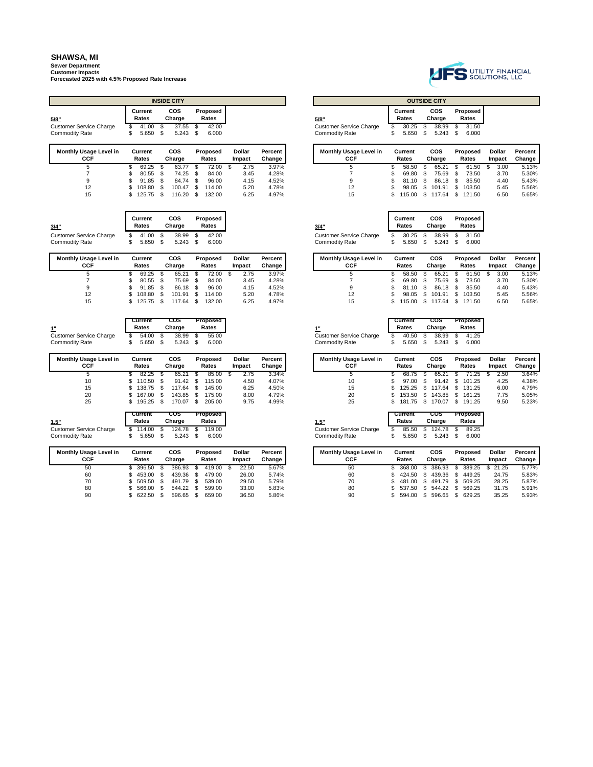# SHAWSA, MI

**Sewer Department**
**Customer Impacts**
**Forecasted 2025 with 4.5% Proposed Rate Increase**

UTILITY FINANCIAL SOLUTIONS, LLC

## INSIDE CITY

| 5/8" | Current Rates | COS Charge | Proposed Rates |
|---|---|---|---|
| Customer Service Charge | $ 41.00 | $ 37.55 | $ 42.00 |
| Commodity Rate | $ 5.650 | $ 5.243 | $ 6.000 |

| Monthly Usage Level in CCF | Current Rates | COS Charge | Proposed Rates | Dollar Impact | Percent Change |
|---|---|---|---|---|---|
| 5 | $ 69.25 | $ 63.77 | $ 72.00 | $ 2.75 | 3.97% |
| 7 | $ 80.55 | $ 74.25 | $ 84.00 | 3.45 | 4.28% |
| 9 | $ 91.85 | $ 84.74 | $ 96.00 | 4.15 | 4.52% |
| 12 | $ 108.80 | $ 100.47 | $ 114.00 | 5.20 | 4.78% |
| 15 | $ 125.75 | $ 116.20 | $ 132.00 | 6.25 | 4.97% |

| 3/4" | Current Rates | COS Charge | Proposed Rates |
|---|---|---|---|
| Customer Service Charge | $ 41.00 | $ 38.99 | $ 42.00 |
| Commodity Rate | $ 5.650 | $ 5.243 | $ 6.000 |

| Monthly Usage Level in CCF | Current Rates | COS Charge | Proposed Rates | Dollar Impact | Percent Change |
|---|---|---|---|---|---|
| 5 | $ 69.25 | $ 65.21 | $ 72.00 | $ 2.75 | 3.97% |
| 7 | $ 80.55 | $ 75.69 | $ 84.00 | 3.45 | 4.28% |
| 9 | $ 91.85 | $ 86.18 | $ 96.00 | 4.15 | 4.52% |
| 12 | $ 108.80 | $ 101.91 | $ 114.00 | 5.20 | 4.78% |
| 15 | $ 125.75 | $ 117.64 | $ 132.00 | 6.25 | 4.97% |

| 1" | Current Rates | COS Charge | Proposed Rates |
|---|---|---|---|
| Customer Service Charge | $ 54.00 | $ 38.99 | $ 55.00 |
| Commodity Rate | $ 5.650 | $ 5.243 | $ 6.000 |

| Monthly Usage Level in CCF | Current Rates | COS Charge | Proposed Rates | Dollar Impact | Percent Change |
|---|---|---|---|---|---|
| 5 | $ 82.25 | $ 65.21 | $ 85.00 | $ 2.75 | 3.34% |
| 10 | $ 110.50 | $ 91.42 | $ 115.00 | 4.50 | 4.07% |
| 15 | $ 138.75 | $ 117.64 | $ 145.00 | 6.25 | 4.50% |
| 20 | $ 167.00 | $ 143.85 | $ 175.00 | 8.00 | 4.79% |
| 25 | $ 195.25 | $ 170.07 | $ 205.00 | 9.75 | 4.99% |

| 1.5" | Current Rates | COS Charge | Proposed Rates |
|---|---|---|---|
| Customer Service Charge | $ 114.00 | $ 124.78 | $ 119.00 |
| Commodity Rate | $ 5.650 | $ 5.243 | $ 6.000 |

| Monthly Usage Level in CCF | Current Rates | COS Charge | Proposed Rates | Dollar Impact | Percent Change |
|---|---|---|---|---|---|
| 50 | $ 396.50 | $ 386.93 | $ 419.00 | $ 22.50 | 5.67% |
| 60 | $ 453.00 | $ 439.36 | $ 479.00 | 26.00 | 5.74% |
| 70 | $ 509.50 | $ 491.79 | $ 539.00 | 29.50 | 5.79% |
| 80 | $ 566.00 | $ 544.22 | $ 599.00 | 33.00 | 5.83% |
| 90 | $ 622.50 | $ 596.65 | $ 659.00 | 36.50 | 5.86% |

## OUTSIDE CITY

| 5/8" | Current Rates | COS Charge | Proposed Rates |
|---|---|---|---|
| Customer Service Charge | $ 30.25 | $ 38.99 | $ 31.50 |
| Commodity Rate | $ 5.650 | $ 5.243 | $ 6.000 |

| Monthly Usage Level in CCF | Current Rates | COS Charge | Proposed Rates | Dollar Impact | Percent Change |
|---|---|---|---|---|---|
| 5 | $ 58.50 | $ 65.21 | $ 61.50 | $ 3.00 | 5.13% |
| 7 | $ 69.80 | $ 75.69 | $ 73.50 | 3.70 | 5.30% |
| 9 | $ 81.10 | $ 86.18 | $ 85.50 | 4.40 | 5.43% |
| 12 | $ 98.05 | $ 101.91 | $ 103.50 | 5.45 | 5.56% |
| 15 | $ 115.00 | $ 117.64 | $ 121.50 | 6.50 | 5.65% |

| 3/4" | Current Rates | COS Charge | Proposed Rates |
|---|---|---|---|
| Customer Service Charge | $ 30.25 | $ 38.99 | $ 31.50 |
| Commodity Rate | $ 5.650 | $ 5.243 | $ 6.000 |

| Monthly Usage Level in CCF | Current Rates | COS Charge | Proposed Rates | Dollar Impact | Percent Change |
|---|---|---|---|---|---|
| 5 | $ 58.50 | $ 65.21 | $ 61.50 | $ 3.00 | 5.13% |
| 7 | $ 69.80 | $ 75.69 | $ 73.50 | 3.70 | 5.30% |
| 9 | $ 81.10 | $ 86.18 | $ 85.50 | 4.40 | 5.43% |
| 12 | $ 98.05 | $ 101.91 | $ 103.50 | 5.45 | 5.56% |
| 15 | $ 115.00 | $ 117.64 | $ 121.50 | 6.50 | 5.65% |

| 1" | Current Rates | COS Charge | Proposed Rates |
|---|---|---|---|
| Customer Service Charge | $ 40.50 | $ 38.99 | $ 41.25 |
| Commodity Rate | $ 5.650 | $ 5.243 | $ 6.000 |

| Monthly Usage Level in CCF | Current Rates | COS Charge | Proposed Rates | Dollar Impact | Percent Change |
|---|---|---|---|---|---|
| 5 | $ 68.75 | $ 65.21 | $ 71.25 | $ 2.50 | 3.64% |
| 10 | $ 97.00 | $ 91.42 | $ 101.25 | 4.25 | 4.38% |
| 15 | $ 125.25 | $ 117.64 | $ 131.25 | 6.00 | 4.79% |
| 20 | $ 153.50 | $ 143.85 | $ 161.25 | 7.75 | 5.05% |
| 25 | $ 181.75 | $ 170.07 | $ 191.25 | 9.50 | 5.23% |

| 1.5" | Current Rates | COS Charge | Proposed Rates |
|---|---|---|---|
| Customer Service Charge | $ 85.50 | $ 124.78 | $ 89.25 |
| Commodity Rate | $ 5.650 | $ 5.243 | $ 6.000 |

| Monthly Usage Level in CCF | Current Rates | COS Charge | Proposed Rates | Dollar Impact | Percent Change |
|---|---|---|---|---|---|
| 50 | $ 368.00 | $ 386.93 | $ 389.25 | $ 21.25 | 5.77% |
| 60 | $ 424.50 | $ 439.36 | $ 449.25 | 24.75 | 5.83% |
| 70 | $ 481.00 | $ 491.79 | $ 509.25 | 28.25 | 5.87% |
| 80 | $ 537.50 | $ 544.22 | $ 569.25 | 31.75 | 5.91% |
| 90 | $ 594.00 | $ 596.65 | $ 629.25 | 35.25 | 5.93% |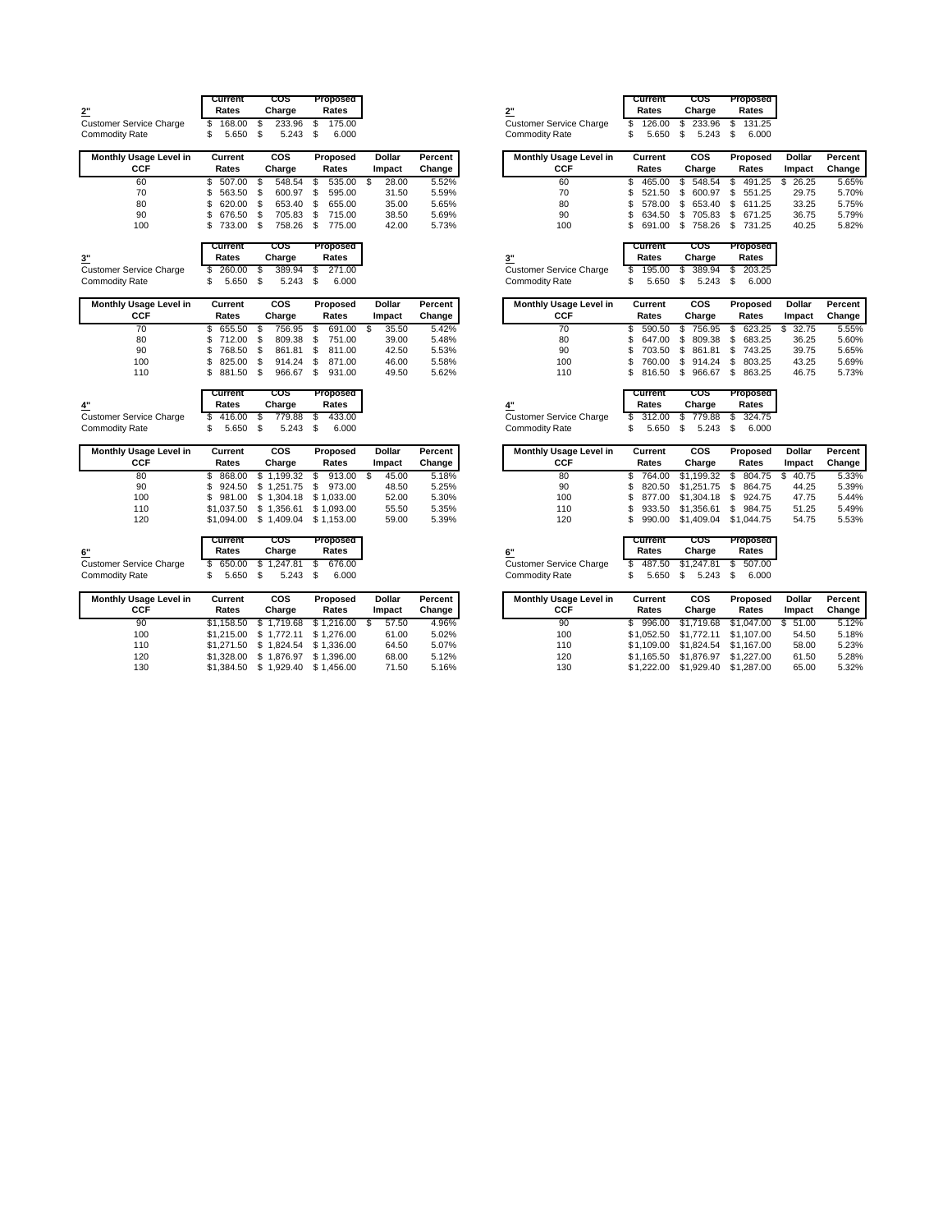## 2"

| | Current Rates | COS Charge | Proposed Rates |
|---|---|---|---|
| Customer Service Charge | $ 168.00 | $ 233.96 | $ 175.00 |
| Commodity Rate | $ 5.650 | $ 5.243 | $ 6.000 |

| Monthly Usage Level in CCF | Current Rates | COS Charge | Proposed Rates | Dollar Impact | Percent Change |
|---|---|---|---|---|---|
| 60 | $ 507.00 | $ 548.54 | $ 535.00 | $ 28.00 | 5.52% |
| 70 | $ 563.50 | $ 600.97 | $ 595.00 | 31.50 | 5.59% |
| 80 | $ 620.00 | $ 653.40 | $ 655.00 | 35.00 | 5.65% |
| 90 | $ 676.50 | $ 705.83 | $ 715.00 | 38.50 | 5.69% |
| 100 | $ 733.00 | $ 758.26 | $ 775.00 | 42.00 | 5.73% |

## 3"

| | Current Rates | COS Charge | Proposed Rates |
|---|---|---|---|
| Customer Service Charge | $ 260.00 | $ 389.94 | $ 271.00 |
| Commodity Rate | $ 5.650 | $ 5.243 | $ 6.000 |

| Monthly Usage Level in CCF | Current Rates | COS Charge | Proposed Rates | Dollar Impact | Percent Change |
|---|---|---|---|---|---|
| 70 | $ 655.50 | $ 756.95 | $ 691.00 | $ 35.50 | 5.42% |
| 80 | $ 712.00 | $ 809.38 | $ 751.00 | 39.00 | 5.48% |
| 90 | $ 768.50 | $ 861.81 | $ 811.00 | 42.50 | 5.53% |
| 100 | $ 825.00 | $ 914.24 | $ 871.00 | 46.00 | 5.58% |
| 110 | $ 881.50 | $ 966.67 | $ 931.00 | 49.50 | 5.62% |

## 4"

| | Current Rates | COS Charge | Proposed Rates |
|---|---|---|---|
| Customer Service Charge | $ 416.00 | $ 779.88 | $ 433.00 |
| Commodity Rate | $ 5.650 | $ 5.243 | $ 6.000 |

| Monthly Usage Level in CCF | Current Rates | COS Charge | Proposed Rates | Dollar Impact | Percent Change |
|---|---|---|---|---|---|
| 80 | $ 868.00 | $ 1,199.32 | $ 913.00 | $ 45.00 | 5.18% |
| 90 | $ 924.50 | $ 1,251.75 | $ 973.00 | 48.50 | 5.25% |
| 100 | $ 981.00 | $ 1,304.18 | $ 1,033.00 | 52.00 | 5.30% |
| 110 | $1,037.50 | $ 1,356.61 | $ 1,093.00 | 55.50 | 5.35% |
| 120 | $1,094.00 | $ 1,409.04 | $ 1,153.00 | 59.00 | 5.39% |

## 6"

| | Current Rates | COS Charge | Proposed Rates |
|---|---|---|---|
| Customer Service Charge | $ 650.00 | $ 1,247.81 | $ 676.00 |
| Commodity Rate | $ 5.650 | $ 5.243 | $ 6.000 |

| Monthly Usage Level in CCF | Current Rates | COS Charge | Proposed Rates | Dollar Impact | Percent Change |
|---|---|---|---|---|---|
| 90 | $1,158.50 | $ 1,719.68 | $ 1,216.00 | $ 57.50 | 4.96% |
| 100 | $1,215.00 | $ 1,772.11 | $ 1,276.00 | 61.00 | 5.02% |
| 110 | $1,271.50 | $ 1,824.54 | $ 1,336.00 | 64.50 | 5.07% |
| 120 | $1,328.00 | $ 1,876.97 | $ 1,396.00 | 68.00 | 5.12% |
| 130 | $1,384.50 | $ 1,929.40 | $ 1,456.00 | 71.50 | 5.16% |

## 2"

| | Current Rates | COS Charge | Proposed Rates |
|---|---|---|---|
| Customer Service Charge | $ 126.00 | $ 233.96 | $ 131.25 |
| Commodity Rate | $ 5.650 | $ 5.243 | $ 6.000 |

| Monthly Usage Level in CCF | Current Rates | COS Charge | Proposed Rates | Dollar Impact | Percent Change |
|---|---|---|---|---|---|
| 60 | $ 465.00 | $ 548.54 | $ 491.25 | $ 26.25 | 5.65% |
| 70 | $ 521.50 | $ 600.97 | $ 551.25 | 29.75 | 5.70% |
| 80 | $ 578.00 | $ 653.40 | $ 611.25 | 33.25 | 5.75% |
| 90 | $ 634.50 | $ 705.83 | $ 671.25 | 36.75 | 5.79% |
| 100 | $ 691.00 | $ 758.26 | $ 731.25 | 40.25 | 5.82% |

## 3"

| | Current Rates | COS Charge | Proposed Rates |
|---|---|---|---|
| Customer Service Charge | $ 195.00 | $ 389.94 | $ 203.25 |
| Commodity Rate | $ 5.650 | $ 5.243 | $ 6.000 |

| Monthly Usage Level in CCF | Current Rates | COS Charge | Proposed Rates | Dollar Impact | Percent Change |
|---|---|---|---|---|---|
| 70 | $ 590.50 | $ 756.95 | $ 623.25 | $ 32.75 | 5.55% |
| 80 | $ 647.00 | $ 809.38 | $ 683.25 | 36.25 | 5.60% |
| 90 | $ 703.50 | $ 861.81 | $ 743.25 | 39.75 | 5.65% |
| 100 | $ 760.00 | $ 914.24 | $ 803.25 | 43.25 | 5.69% |
| 110 | $ 816.50 | $ 966.67 | $ 863.25 | 46.75 | 5.73% |

## 4"

| | Current Rates | COS Charge | Proposed Rates |
|---|---|---|---|
| Customer Service Charge | $ 312.00 | $ 779.88 | $ 324.75 |
| Commodity Rate | $ 5.650 | $ 5.243 | $ 6.000 |

| Monthly Usage Level in CCF | Current Rates | COS Charge | Proposed Rates | Dollar Impact | Percent Change |
|---|---|---|---|---|---|
| 80 | $ 764.00 | $1,199.32 | $ 804.75 | $ 40.75 | 5.33% |
| 90 | $ 820.50 | $1,251.75 | $ 864.75 | 44.25 | 5.39% |
| 100 | $ 877.00 | $1,304.18 | $ 924.75 | 47.75 | 5.44% |
| 110 | $ 933.50 | $1,356.61 | $ 984.75 | 51.25 | 5.49% |
| 120 | $ 990.00 | $1,409.04 | $1,044.75 | 54.75 | 5.53% |

## 6"

| | Current Rates | COS Charge | Proposed Rates |
|---|---|---|---|
| Customer Service Charge | $ 487.50 | $1,247.81 | $ 507.00 |
| Commodity Rate | $ 5.650 | $ 5.243 | $ 6.000 |

| Monthly Usage Level in CCF | Current Rates | COS Charge | Proposed Rates | Dollar Impact | Percent Change |
|---|---|---|---|---|---|
| 90 | $ 996.00 | $1,719.68 | $1,047.00 | $ 51.00 | 5.12% |
| 100 | $1,052.50 | $1,772.11 | $1,107.00 | 54.50 | 5.18% |
| 110 | $1,109.00 | $1,824.54 | $1,167.00 | 58.00 | 5.23% |
| 120 | $1,165.50 | $1,876.97 | $1,227.00 | 61.50 | 5.28% |
| 130 | $1,222.00 | $1,929.40 | $1,287.00 | 65.00 | 5.32% |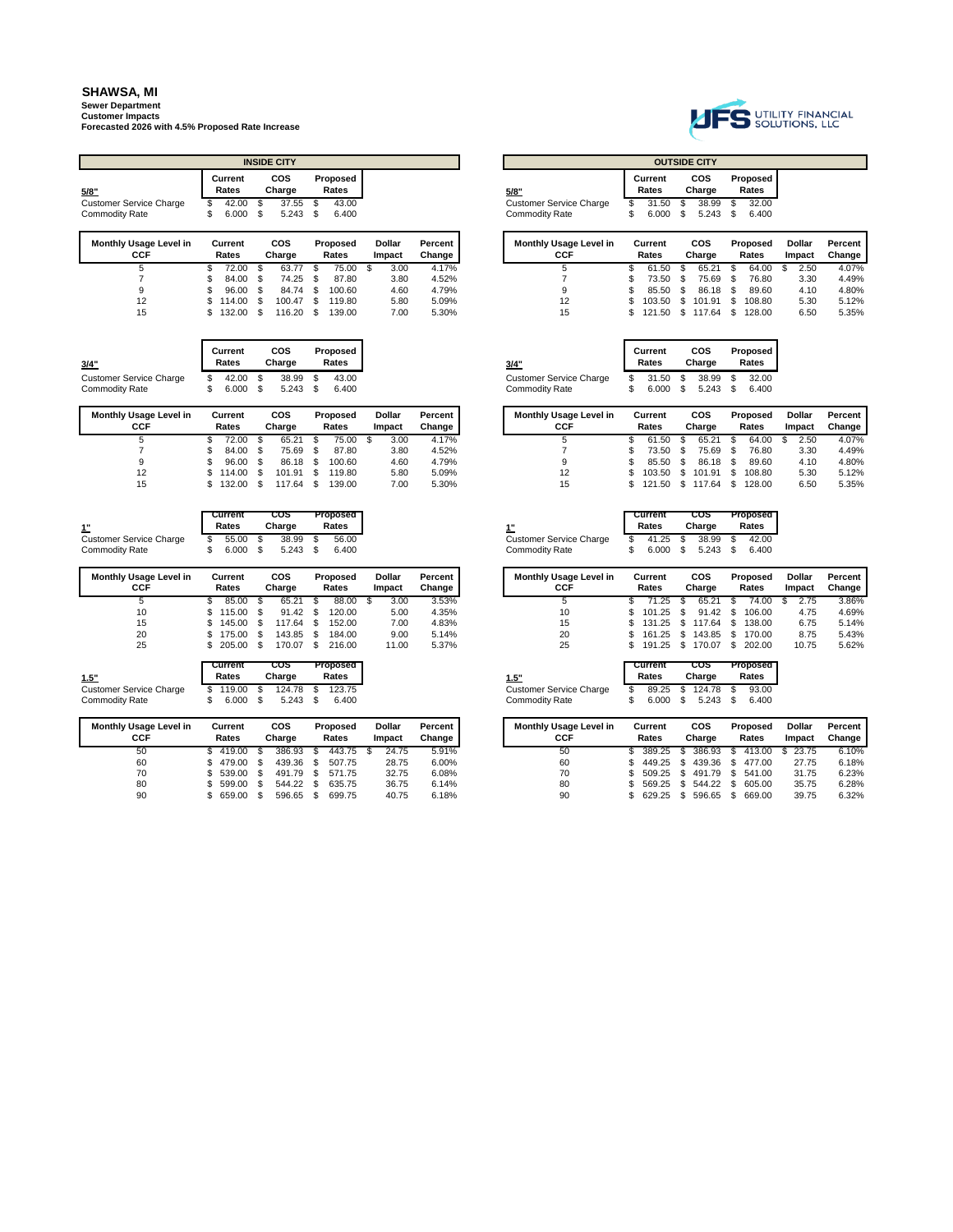**SHAWSA, MI**
**Sewer Department**
**Customer Impacts**
**Forecasted 2026 with 4.5% Proposed Rate Increase**

UTILITY FINANCIAL SOLUTIONS, LLC

## INSIDE CITY

| 5/8" | Current Rates | COS Charge | Proposed Rates |
|---|---|---|---|
| Customer Service Charge | $ 42.00 | $ 37.55 | $ 43.00 |
| Commodity Rate | $ 6.000 | $ 5.243 | $ 6.400 |

| Monthly Usage Level in CCF | Current Rates | COS Charge | Proposed Rates | Dollar Impact | Percent Change |
|---|---|---|---|---|---|
| 5 | $ 72.00 | $ 63.77 | $ 75.00 | $ 3.00 | 4.17% |
| 7 | $ 84.00 | $ 74.25 | $ 87.80 | 3.80 | 4.52% |
| 9 | $ 96.00 | $ 84.74 | $ 100.60 | 4.60 | 4.79% |
| 12 | $ 114.00 | $ 100.47 | $ 119.80 | 5.80 | 5.09% |
| 15 | $ 132.00 | $ 116.20 | $ 139.00 | 7.00 | 5.30% |

| 3/4" | Current Rates | COS Charge | Proposed Rates |
|---|---|---|---|
| Customer Service Charge | $ 42.00 | $ 38.99 | $ 43.00 |
| Commodity Rate | $ 6.000 | $ 5.243 | $ 6.400 |

| Monthly Usage Level in CCF | Current Rates | COS Charge | Proposed Rates | Dollar Impact | Percent Change |
|---|---|---|---|---|---|
| 5 | $ 72.00 | $ 65.21 | $ 75.00 | $ 3.00 | 4.17% |
| 7 | $ 84.00 | $ 75.69 | $ 87.80 | 3.80 | 4.52% |
| 9 | $ 96.00 | $ 86.18 | $ 100.60 | 4.60 | 4.79% |
| 12 | $ 114.00 | $ 101.91 | $ 119.80 | 5.80 | 5.09% |
| 15 | $ 132.00 | $ 117.64 | $ 139.00 | 7.00 | 5.30% |

| 1" | Current Rates | COS Charge | Proposed Rates |
|---|---|---|---|
| Customer Service Charge | $ 55.00 | $ 38.99 | $ 56.00 |
| Commodity Rate | $ 6.000 | $ 5.243 | $ 6.400 |

| Monthly Usage Level in CCF | Current Rates | COS Charge | Proposed Rates | Dollar Impact | Percent Change |
|---|---|---|---|---|---|
| 5 | $ 85.00 | $ 65.21 | $ 88.00 | $ 3.00 | 3.53% |
| 10 | $ 115.00 | $ 91.42 | $ 120.00 | 5.00 | 4.35% |
| 15 | $ 145.00 | $ 117.64 | $ 152.00 | 7.00 | 4.83% |
| 20 | $ 175.00 | $ 143.85 | $ 184.00 | 9.00 | 5.14% |
| 25 | $ 205.00 | $ 170.07 | $ 216.00 | 11.00 | 5.37% |

| 1.5" | Current Rates | COS Charge | Proposed Rates |
|---|---|---|---|
| Customer Service Charge | $ 119.00 | $ 124.78 | $ 123.75 |
| Commodity Rate | $ 6.000 | $ 5.243 | $ 6.400 |

| Monthly Usage Level in CCF | Current Rates | COS Charge | Proposed Rates | Dollar Impact | Percent Change |
|---|---|---|---|---|---|
| 50 | $ 419.00 | $ 386.93 | $ 443.75 | $ 24.75 | 5.91% |
| 60 | $ 479.00 | $ 439.36 | $ 507.75 | 28.75 | 6.00% |
| 70 | $ 539.00 | $ 491.79 | $ 571.75 | 32.75 | 6.08% |
| 80 | $ 599.00 | $ 544.22 | $ 635.75 | 36.75 | 6.14% |
| 90 | $ 659.00 | $ 596.65 | $ 699.75 | 40.75 | 6.18% |

## OUTSIDE CITY

| 5/8" | Current Rates | COS Charge | Proposed Rates |
|---|---|---|---|
| Customer Service Charge | $ 31.50 | $ 38.99 | $ 32.00 |
| Commodity Rate | $ 6.000 | $ 5.243 | $ 6.400 |

| Monthly Usage Level in CCF | Current Rates | COS Charge | Proposed Rates | Dollar Impact | Percent Change |
|---|---|---|---|---|---|
| 5 | $ 61.50 | $ 65.21 | $ 64.00 | $ 2.50 | 4.07% |
| 7 | $ 73.50 | $ 75.69 | $ 76.80 | 3.30 | 4.49% |
| 9 | $ 85.50 | $ 86.18 | $ 89.60 | 4.10 | 4.80% |
| 12 | $ 103.50 | $ 101.91 | $ 108.80 | 5.30 | 5.12% |
| 15 | $ 121.50 | $ 117.64 | $ 128.00 | 6.50 | 5.35% |

| 3/4" | Current Rates | COS Charge | Proposed Rates |
|---|---|---|---|
| Customer Service Charge | $ 31.50 | $ 38.99 | $ 32.00 |
| Commodity Rate | $ 6.000 | $ 5.243 | $ 6.400 |

| Monthly Usage Level in CCF | Current Rates | COS Charge | Proposed Rates | Dollar Impact | Percent Change |
|---|---|---|---|---|---|
| 5 | $ 61.50 | $ 65.21 | $ 64.00 | $ 2.50 | 4.07% |
| 7 | $ 73.50 | $ 75.69 | $ 76.80 | 3.30 | 4.49% |
| 9 | $ 85.50 | $ 86.18 | $ 89.60 | 4.10 | 4.80% |
| 12 | $ 103.50 | $ 101.91 | $ 108.80 | 5.30 | 5.12% |
| 15 | $ 121.50 | $ 117.64 | $ 128.00 | 6.50 | 5.35% |

| 1" | Current Rates | COS Charge | Proposed Rates |
|---|---|---|---|
| Customer Service Charge | $ 41.25 | $ 38.99 | $ 42.00 |
| Commodity Rate | $ 6.000 | $ 5.243 | $ 6.400 |

| Monthly Usage Level in CCF | Current Rates | COS Charge | Proposed Rates | Dollar Impact | Percent Change |
|---|---|---|---|---|---|
| 5 | $ 71.25 | $ 65.21 | $ 74.00 | $ 2.75 | 3.86% |
| 10 | $ 101.25 | $ 91.42 | $ 106.00 | 4.75 | 4.69% |
| 15 | $ 131.25 | $ 117.64 | $ 138.00 | 6.75 | 5.14% |
| 20 | $ 161.25 | $ 143.85 | $ 170.00 | 8.75 | 5.43% |
| 25 | $ 191.25 | $ 170.07 | $ 202.00 | 10.75 | 5.62% |

| 1.5" | Current Rates | COS Charge | Proposed Rates |
|---|---|---|---|
| Customer Service Charge | $ 89.25 | $ 124.78 | $ 93.00 |
| Commodity Rate | $ 6.000 | $ 5.243 | $ 6.400 |

| Monthly Usage Level in CCF | Current Rates | COS Charge | Proposed Rates | Dollar Impact | Percent Change |
|---|---|---|---|---|---|
| 50 | $ 389.25 | $ 386.93 | $ 413.00 | $ 23.75 | 6.10% |
| 60 | $ 449.25 | $ 439.36 | $ 477.00 | 27.75 | 6.18% |
| 70 | $ 509.25 | $ 491.79 | $ 541.00 | 31.75 | 6.23% |
| 80 | $ 569.25 | $ 544.22 | $ 605.00 | 35.75 | 6.28% |
| 90 | $ 629.25 | $ 596.65 | $ 669.00 | 39.75 | 6.32% |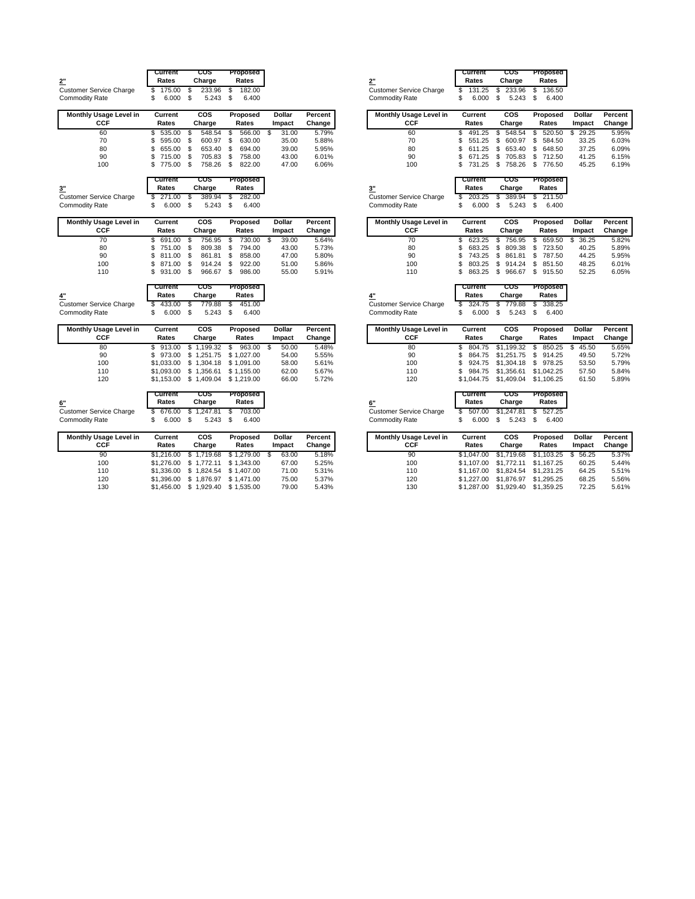| 2" | Current Rates | COS Charge | Proposed Rates |
|---|---|---|---|
| Customer Service Charge | $ 175.00 | $ 233.96 | $ 182.00 |
| Commodity Rate | $ 6.000 | $ 5.243 | $ 6.400 |

| Monthly Usage Level in CCF | Current Rates | COS Charge | Proposed Rates | Dollar Impact | Percent Change |
|---|---|---|---|---|---|
| 60 | $ 535.00 | $ 548.54 | $ 566.00 | $ 31.00 | 5.79% |
| 70 | $ 595.00 | $ 600.97 | $ 630.00 | 35.00 | 5.88% |
| 80 | $ 655.00 | $ 653.40 | $ 694.00 | 39.00 | 5.95% |
| 90 | $ 715.00 | $ 705.83 | $ 758.00 | 43.00 | 6.01% |
| 100 | $ 775.00 | $ 758.26 | $ 822.00 | 47.00 | 6.06% |

| 3" | Current Rates | COS Charge | Proposed Rates |
|---|---|---|---|
| Customer Service Charge | $ 271.00 | $ 389.94 | $ 282.00 |
| Commodity Rate | $ 6.000 | $ 5.243 | $ 6.400 |

| Monthly Usage Level in CCF | Current Rates | COS Charge | Proposed Rates | Dollar Impact | Percent Change |
|---|---|---|---|---|---|
| 70 | $ 691.00 | $ 756.95 | $ 730.00 | $ 39.00 | 5.64% |
| 80 | $ 751.00 | $ 809.38 | $ 794.00 | 43.00 | 5.73% |
| 90 | $ 811.00 | $ 861.81 | $ 858.00 | 47.00 | 5.80% |
| 100 | $ 871.00 | $ 914.24 | $ 922.00 | 51.00 | 5.86% |
| 110 | $ 931.00 | $ 966.67 | $ 986.00 | 55.00 | 5.91% |

| 4" | Current Rates | COS Charge | Proposed Rates |
|---|---|---|---|
| Customer Service Charge | $ 433.00 | $ 779.88 | $ 451.00 |
| Commodity Rate | $ 6.000 | $ 5.243 | $ 6.400 |

| Monthly Usage Level in CCF | Current Rates | COS Charge | Proposed Rates | Dollar Impact | Percent Change |
|---|---|---|---|---|---|
| 80 | $ 913.00 | $ 1,199.32 | $ 963.00 | $ 50.00 | 5.48% |
| 90 | $ 973.00 | $ 1,251.75 | $ 1,027.00 | 54.00 | 5.55% |
| 100 | $1,033.00 | $ 1,304.18 | $ 1,091.00 | 58.00 | 5.61% |
| 110 | $1,093.00 | $ 1,356.61 | $ 1,155.00 | 62.00 | 5.67% |
| 120 | $1,153.00 | $ 1,409.04 | $ 1,219.00 | 66.00 | 5.72% |

| 6" | Current Rates | COS Charge | Proposed Rates |
|---|---|---|---|
| Customer Service Charge | $ 676.00 | $ 1,247.81 | $ 703.00 |
| Commodity Rate | $ 6.000 | $ 5.243 | $ 6.400 |

| Monthly Usage Level in CCF | Current Rates | COS Charge | Proposed Rates | Dollar Impact | Percent Change |
|---|---|---|---|---|---|
| 90 | $1,216.00 | $ 1,719.68 | $ 1,279.00 | $ 63.00 | 5.18% |
| 100 | $1,276.00 | $ 1,772.11 | $ 1,343.00 | 67.00 | 5.25% |
| 110 | $1,336.00 | $ 1,824.54 | $ 1,407.00 | 71.00 | 5.31% |
| 120 | $1,396.00 | $ 1,876.97 | $ 1,471.00 | 75.00 | 5.37% |
| 130 | $1,456.00 | $ 1,929.40 | $ 1,535.00 | 79.00 | 5.43% |

| 2" | Current Rates | COS Charge | Proposed Rates |
|---|---|---|---|
| Customer Service Charge | $ 131.25 | $ 233.96 | $ 136.50 |
| Commodity Rate | $ 6.000 | $ 5.243 | $ 6.400 |

| Monthly Usage Level in CCF | Current Rates | COS Charge | Proposed Rates | Dollar Impact | Percent Change |
|---|---|---|---|---|---|
| 60 | $ 491.25 | $ 548.54 | $ 520.50 | $ 29.25 | 5.95% |
| 70 | $ 551.25 | $ 600.97 | $ 584.50 | 33.25 | 6.03% |
| 80 | $ 611.25 | $ 653.40 | $ 648.50 | 37.25 | 6.09% |
| 90 | $ 671.25 | $ 705.83 | $ 712.50 | 41.25 | 6.15% |
| 100 | $ 731.25 | $ 758.26 | $ 776.50 | 45.25 | 6.19% |

| 3" | Current Rates | COS Charge | Proposed Rates |
|---|---|---|---|
| Customer Service Charge | $ 203.25 | $ 389.94 | $ 211.50 |
| Commodity Rate | $ 6.000 | $ 5.243 | $ 6.400 |

| Monthly Usage Level in CCF | Current Rates | COS Charge | Proposed Rates | Dollar Impact | Percent Change |
|---|---|---|---|---|---|
| 70 | $ 623.25 | $ 756.95 | $ 659.50 | $ 36.25 | 5.82% |
| 80 | $ 683.25 | $ 809.38 | $ 723.50 | 40.25 | 5.89% |
| 90 | $ 743.25 | $ 861.81 | $ 787.50 | 44.25 | 5.95% |
| 100 | $ 803.25 | $ 914.24 | $ 851.50 | 48.25 | 6.01% |
| 110 | $ 863.25 | $ 966.67 | $ 915.50 | 52.25 | 6.05% |

| 4" | Current Rates | COS Charge | Proposed Rates |
|---|---|---|---|
| Customer Service Charge | $ 324.75 | $ 779.88 | $ 338.25 |
| Commodity Rate | $ 6.000 | $ 5.243 | $ 6.400 |

| Monthly Usage Level in CCF | Current Rates | COS Charge | Proposed Rates | Dollar Impact | Percent Change |
|---|---|---|---|---|---|
| 80 | $ 804.75 | $1,199.32 | $ 850.25 | $ 45.50 | 5.65% |
| 90 | $ 864.75 | $1,251.75 | $ 914.25 | 49.50 | 5.72% |
| 100 | $ 924.75 | $1,304.18 | $ 978.25 | 53.50 | 5.79% |
| 110 | $ 984.75 | $1,356.61 | $1,042.25 | 57.50 | 5.84% |
| 120 | $1,044.75 | $1,409.04 | $1,106.25 | 61.50 | 5.89% |

| 6" | Current Rates | COS Charge | Proposed Rates |
|---|---|---|---|
| Customer Service Charge | $ 507.00 | $1,247.81 | $ 527.25 |
| Commodity Rate | $ 6.000 | $ 5.243 | $ 6.400 |

| Monthly Usage Level in CCF | Current Rates | COS Charge | Proposed Rates | Dollar Impact | Percent Change |
|---|---|---|---|---|---|
| 90 | $1,047.00 | $1,719.68 | $1,103.25 | $ 56.25 | 5.37% |
| 100 | $1,107.00 | $1,772.11 | $1,167.25 | 60.25 | 5.44% |
| 110 | $1,167.00 | $1,824.54 | $1,231.25 | 64.25 | 5.51% |
| 120 | $1,227.00 | $1,876.97 | $1,295.25 | 68.25 | 5.56% |
| 130 | $1,287.00 | $1,929.40 | $1,359.25 | 72.25 | 5.61% |